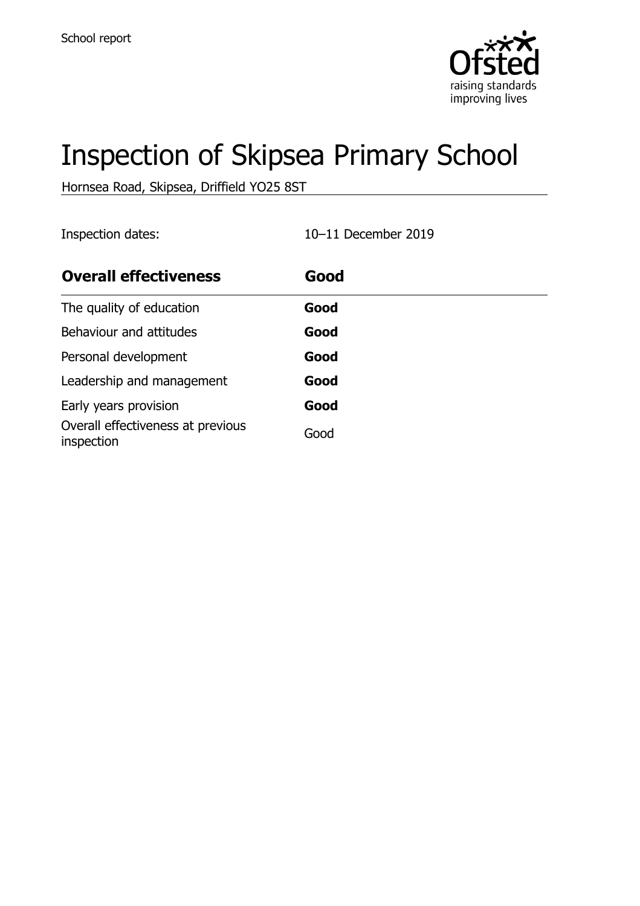School report

# Inspection of Skipsea Primary School

Hornsea Road, Skipsea, Driffield YO25 8ST

Inspection dates: 10–11 December 2019

| **Overall effectiveness** | **Good** |
|---|---|
| The quality of education | **Good** |
| Behaviour and attitudes | **Good** |
| Personal development | **Good** |
| Leadership and management | **Good** |
| Early years provision | **Good** |
| Overall effectiveness at previous inspection | Good |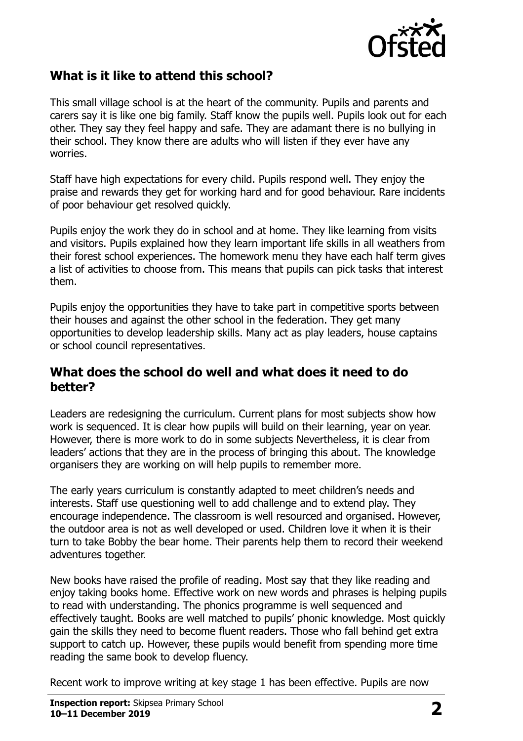## What is it like to attend this school?

This small village school is at the heart of the community. Pupils and parents and carers say it is like one big family. Staff know the pupils well. Pupils look out for each other. They say they feel happy and safe. They are adamant there is no bullying in their school. They know there are adults who will listen if they ever have any worries.

Staff have high expectations for every child. Pupils respond well. They enjoy the praise and rewards they get for working hard and for good behaviour. Rare incidents of poor behaviour get resolved quickly.

Pupils enjoy the work they do in school and at home. They like learning from visits and visitors. Pupils explained how they learn important life skills in all weathers from their forest school experiences. The homework menu they have each half term gives a list of activities to choose from. This means that pupils can pick tasks that interest them.

Pupils enjoy the opportunities they have to take part in competitive sports between their houses and against the other school in the federation. They get many opportunities to develop leadership skills. Many act as play leaders, house captains or school council representatives.

## What does the school do well and what does it need to do better?

Leaders are redesigning the curriculum. Current plans for most subjects show how work is sequenced. It is clear how pupils will build on their learning, year on year. However, there is more work to do in some subjects Nevertheless, it is clear from leaders' actions that they are in the process of bringing this about. The knowledge organisers they are working on will help pupils to remember more.

The early years curriculum is constantly adapted to meet children's needs and interests. Staff use questioning well to add challenge and to extend play. They encourage independence. The classroom is well resourced and organised. However, the outdoor area is not as well developed or used. Children love it when it is their turn to take Bobby the bear home. Their parents help them to record their weekend adventures together.

New books have raised the profile of reading. Most say that they like reading and enjoy taking books home. Effective work on new words and phrases is helping pupils to read with understanding. The phonics programme is well sequenced and effectively taught. Books are well matched to pupils' phonic knowledge. Most quickly gain the skills they need to become fluent readers. Those who fall behind get extra support to catch up. However, these pupils would benefit from spending more time reading the same book to develop fluency.

Recent work to improve writing at key stage 1 has been effective. Pupils are now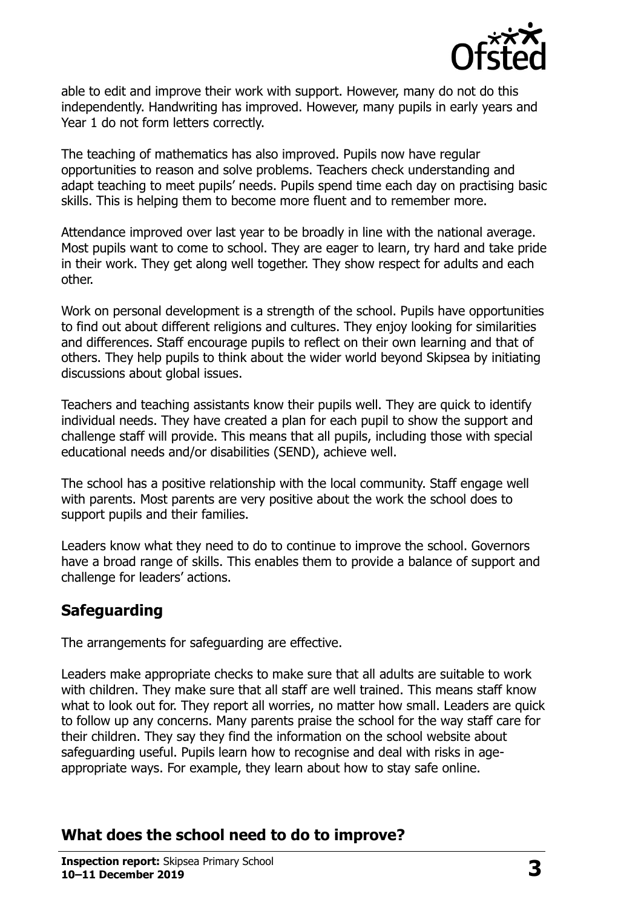able to edit and improve their work with support. However, many do not do this independently. Handwriting has improved. However, many pupils in early years and Year 1 do not form letters correctly.

The teaching of mathematics has also improved. Pupils now have regular opportunities to reason and solve problems. Teachers check understanding and adapt teaching to meet pupils' needs. Pupils spend time each day on practising basic skills. This is helping them to become more fluent and to remember more.

Attendance improved over last year to be broadly in line with the national average. Most pupils want to come to school. They are eager to learn, try hard and take pride in their work. They get along well together. They show respect for adults and each other.

Work on personal development is a strength of the school. Pupils have opportunities to find out about different religions and cultures. They enjoy looking for similarities and differences. Staff encourage pupils to reflect on their own learning and that of others. They help pupils to think about the wider world beyond Skipsea by initiating discussions about global issues.

Teachers and teaching assistants know their pupils well. They are quick to identify individual needs. They have created a plan for each pupil to show the support and challenge staff will provide. This means that all pupils, including those with special educational needs and/or disabilities (SEND), achieve well.

The school has a positive relationship with the local community. Staff engage well with parents. Most parents are very positive about the work the school does to support pupils and their families.

Leaders know what they need to do to continue to improve the school. Governors have a broad range of skills. This enables them to provide a balance of support and challenge for leaders' actions.

## Safeguarding

The arrangements for safeguarding are effective.

Leaders make appropriate checks to make sure that all adults are suitable to work with children. They make sure that all staff are well trained. This means staff know what to look out for. They report all worries, no matter how small. Leaders are quick to follow up any concerns. Many parents praise the school for the way staff care for their children. They say they find the information on the school website about safeguarding useful. Pupils learn how to recognise and deal with risks in age-appropriate ways. For example, they learn about how to stay safe online.

## What does the school need to do to improve?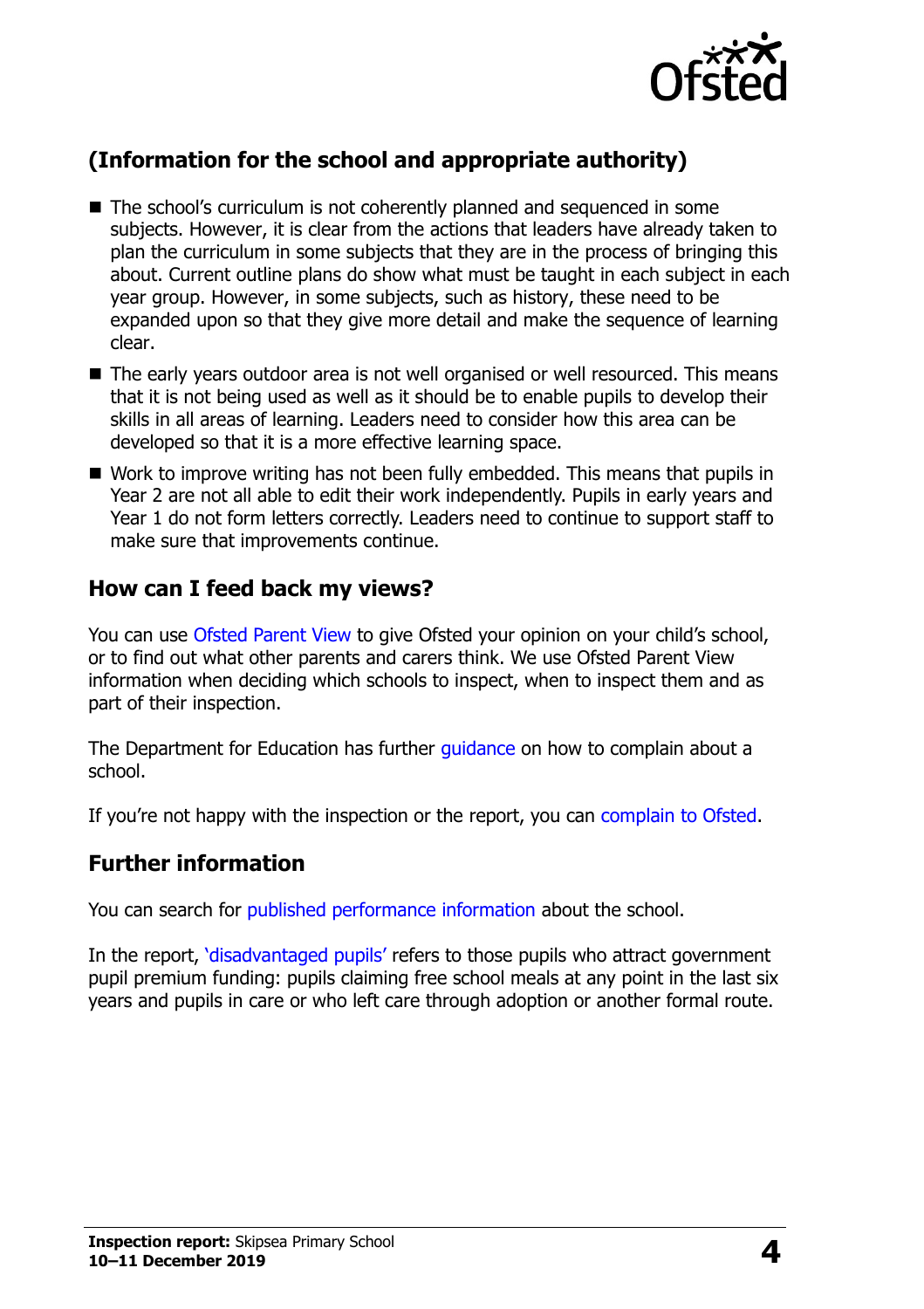## (Information for the school and appropriate authority)

- The school's curriculum is not coherently planned and sequenced in some subjects. However, it is clear from the actions that leaders have already taken to plan the curriculum in some subjects that they are in the process of bringing this about. Current outline plans do show what must be taught in each subject in each year group. However, in some subjects, such as history, these need to be expanded upon so that they give more detail and make the sequence of learning clear.
- The early years outdoor area is not well organised or well resourced. This means that it is not being used as well as it should be to enable pupils to develop their skills in all areas of learning. Leaders need to consider how this area can be developed so that it is a more effective learning space.
- Work to improve writing has not been fully embedded. This means that pupils in Year 2 are not all able to edit their work independently. Pupils in early years and Year 1 do not form letters correctly. Leaders need to continue to support staff to make sure that improvements continue.

## How can I feed back my views?

You can use Ofsted Parent View to give Ofsted your opinion on your child's school, or to find out what other parents and carers think. We use Ofsted Parent View information when deciding which schools to inspect, when to inspect them and as part of their inspection.

The Department for Education has further guidance on how to complain about a school.

If you're not happy with the inspection or the report, you can complain to Ofsted.

## Further information

You can search for published performance information about the school.

In the report, 'disadvantaged pupils' refers to those pupils who attract government pupil premium funding: pupils claiming free school meals at any point in the last six years and pupils in care or who left care through adoption or another formal route.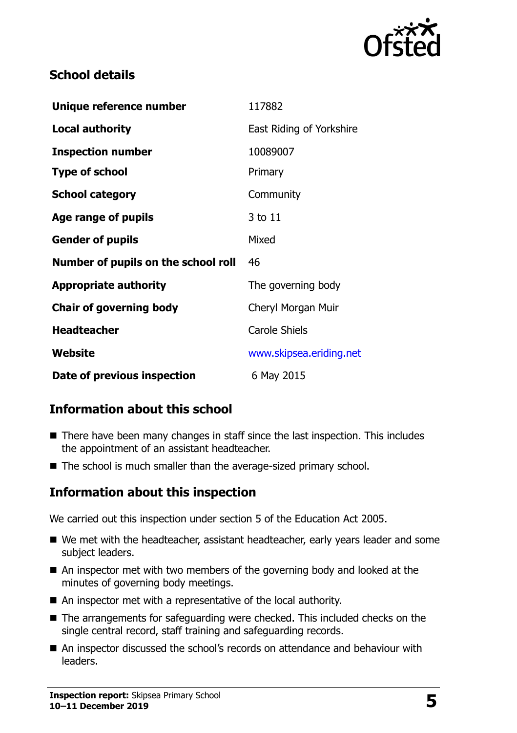## School details

| | |
|---|---|
| **Unique reference number** | 117882 |
| **Local authority** | East Riding of Yorkshire |
| **Inspection number** | 10089007 |
| **Type of school** | Primary |
| **School category** | Community |
| **Age range of pupils** | 3 to 11 |
| **Gender of pupils** | Mixed |
| **Number of pupils on the school roll** | 46 |
| **Appropriate authority** | The governing body |
| **Chair of governing body** | Cheryl Morgan Muir |
| **Headteacher** | Carole Shiels |
| **Website** | www.skipsea.eriding.net |
| **Date of previous inspection** | 6 May 2015 |

## Information about this school

- There have been many changes in staff since the last inspection. This includes the appointment of an assistant headteacher.
- The school is much smaller than the average-sized primary school.

## Information about this inspection

We carried out this inspection under section 5 of the Education Act 2005.

- We met with the headteacher, assistant headteacher, early years leader and some subject leaders.
- An inspector met with two members of the governing body and looked at the minutes of governing body meetings.
- An inspector met with a representative of the local authority.
- The arrangements for safeguarding were checked. This included checks on the single central record, staff training and safeguarding records.
- An inspector discussed the school's records on attendance and behaviour with leaders.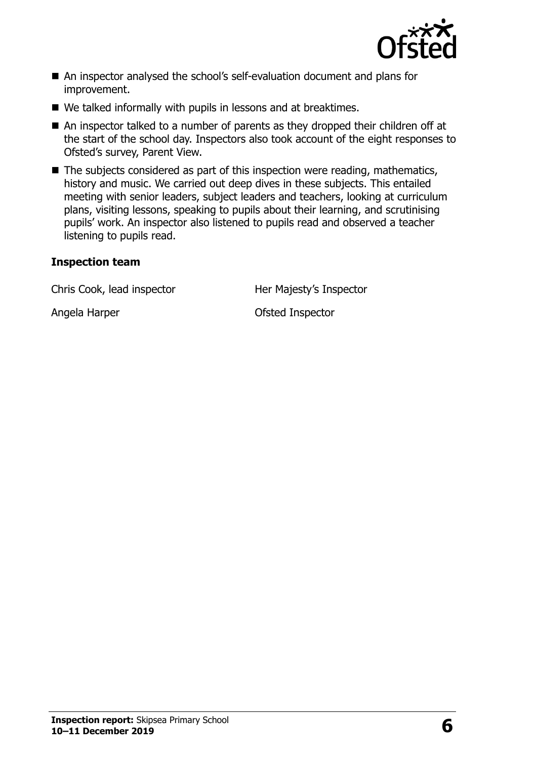- An inspector analysed the school's self-evaluation document and plans for improvement.
- We talked informally with pupils in lessons and at breaktimes.
- An inspector talked to a number of parents as they dropped their children off at the start of the school day. Inspectors also took account of the eight responses to Ofsted's survey, Parent View.
- The subjects considered as part of this inspection were reading, mathematics, history and music. We carried out deep dives in these subjects. This entailed meeting with senior leaders, subject leaders and teachers, looking at curriculum plans, visiting lessons, speaking to pupils about their learning, and scrutinising pupils' work. An inspector also listened to pupils read and observed a teacher listening to pupils read.

### Inspection team

| | |
|---|---|
| Chris Cook, lead inspector | Her Majesty's Inspector |
| Angela Harper | Ofsted Inspector |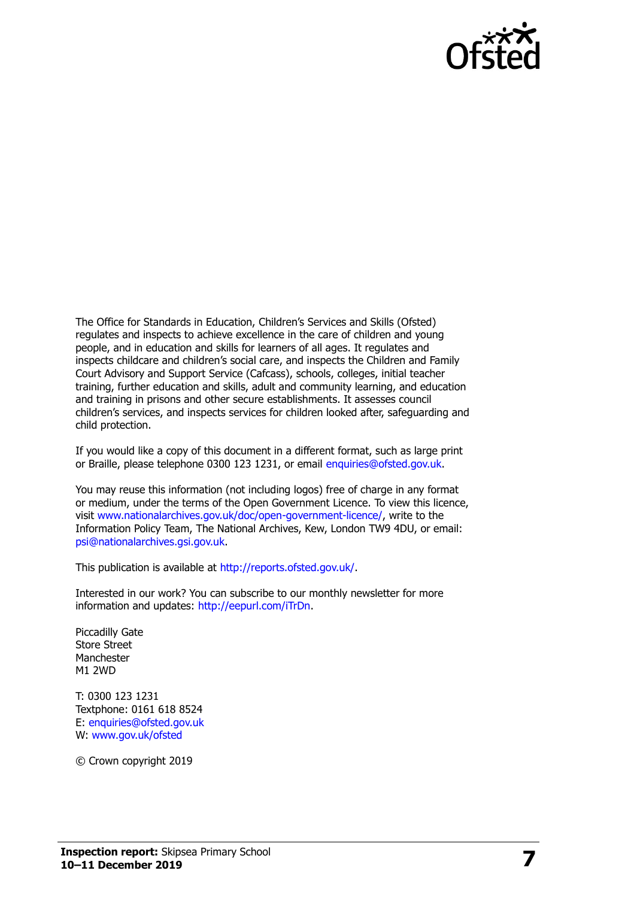The Office for Standards in Education, Children's Services and Skills (Ofsted) regulates and inspects to achieve excellence in the care of children and young people, and in education and skills for learners of all ages. It regulates and inspects childcare and children's social care, and inspects the Children and Family Court Advisory and Support Service (Cafcass), schools, colleges, initial teacher training, further education and skills, adult and community learning, and education and training in prisons and other secure establishments. It assesses council children's services, and inspects services for children looked after, safeguarding and child protection.

If you would like a copy of this document in a different format, such as large print or Braille, please telephone 0300 123 1231, or email enquiries@ofsted.gov.uk.

You may reuse this information (not including logos) free of charge in any format or medium, under the terms of the Open Government Licence. To view this licence, visit www.nationalarchives.gov.uk/doc/open-government-licence/, write to the Information Policy Team, The National Archives, Kew, London TW9 4DU, or email: psi@nationalarchives.gsi.gov.uk.

This publication is available at http://reports.ofsted.gov.uk/.

Interested in our work? You can subscribe to our monthly newsletter for more information and updates: http://eepurl.com/iTrDn.

Piccadilly Gate
Store Street
Manchester
M1 2WD

T: 0300 123 1231
Textphone: 0161 618 8524
E: enquiries@ofsted.gov.uk
W: www.gov.uk/ofsted

© Crown copyright 2019